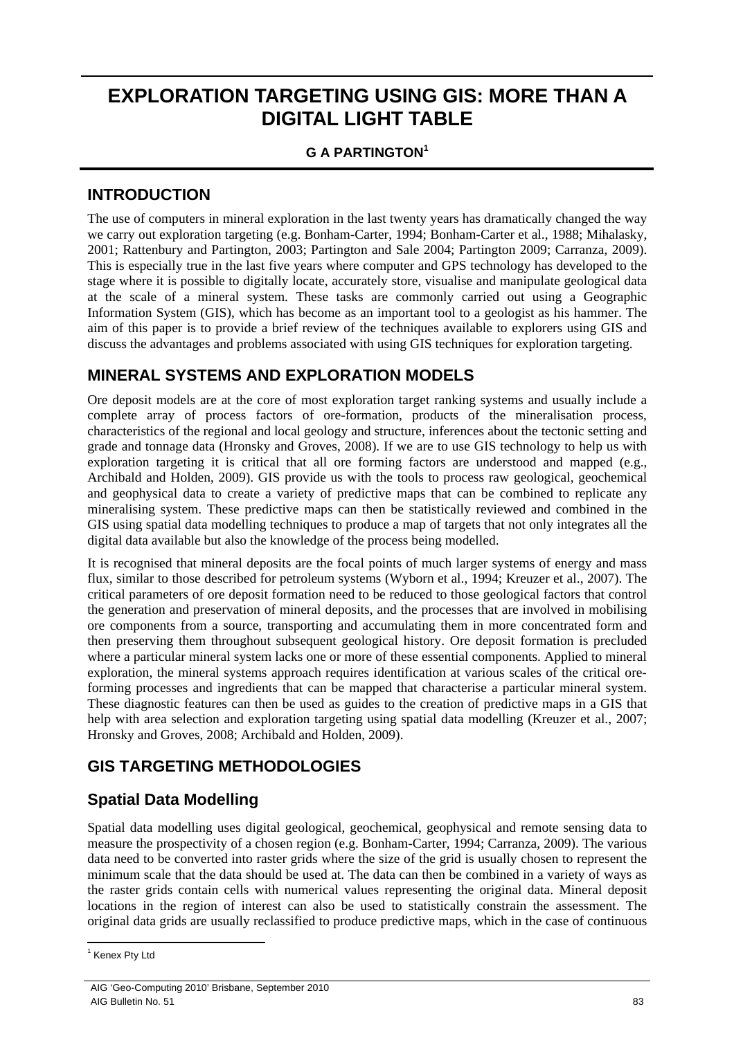# EXPLORATION TARGETING USING GIS: MORE THAN A DIGITAL LIGHT TABLE

**G A PARTINGTON[1]**

## INTRODUCTION

The use of computers in mineral exploration in the last twenty years has dramatically changed the way we carry out exploration targeting (e.g. Bonham-Carter, 1994; Bonham-Carter et al., 1988; Mihalasky, 2001; Rattenbury and Partington, 2003; Partington and Sale 2004; Partington 2009; Carranza, 2009). This is especially true in the last five years where computer and GPS technology has developed to the stage where it is possible to digitally locate, accurately store, visualise and manipulate geological data at the scale of a mineral system. These tasks are commonly carried out using a Geographic Information System (GIS), which has become as an important tool to a geologist as his hammer. The aim of this paper is to provide a brief review of the techniques available to explorers using GIS and discuss the advantages and problems associated with using GIS techniques for exploration targeting.

## MINERAL SYSTEMS AND EXPLORATION MODELS

Ore deposit models are at the core of most exploration target ranking systems and usually include a complete array of process factors of ore-formation, products of the mineralisation process, characteristics of the regional and local geology and structure, inferences about the tectonic setting and grade and tonnage data (Hronsky and Groves, 2008). If we are to use GIS technology to help us with exploration targeting it is critical that all ore forming factors are understood and mapped (e.g., Archibald and Holden, 2009). GIS provide us with the tools to process raw geological, geochemical and geophysical data to create a variety of predictive maps that can be combined to replicate any mineralising system. These predictive maps can then be statistically reviewed and combined in the GIS using spatial data modelling techniques to produce a map of targets that not only integrates all the digital data available but also the knowledge of the process being modelled.

It is recognised that mineral deposits are the focal points of much larger systems of energy and mass flux, similar to those described for petroleum systems (Wyborn et al., 1994; Kreuzer et al., 2007). The critical parameters of ore deposit formation need to be reduced to those geological factors that control the generation and preservation of mineral deposits, and the processes that are involved in mobilising ore components from a source, transporting and accumulating them in more concentrated form and then preserving them throughout subsequent geological history. Ore deposit formation is precluded where a particular mineral system lacks one or more of these essential components. Applied to mineral exploration, the mineral systems approach requires identification at various scales of the critical ore-forming processes and ingredients that can be mapped that characterise a particular mineral system. These diagnostic features can then be used as guides to the creation of predictive maps in a GIS that help with area selection and exploration targeting using spatial data modelling (Kreuzer et al., 2007; Hronsky and Groves, 2008; Archibald and Holden, 2009).

## GIS TARGETING METHODOLOGIES

### Spatial Data Modelling

Spatial data modelling uses digital geological, geochemical, geophysical and remote sensing data to measure the prospectivity of a chosen region (e.g. Bonham-Carter, 1994; Carranza, 2009). The various data need to be converted into raster grids where the size of the grid is usually chosen to represent the minimum scale that the data should be used at. The data can then be combined in a variety of ways as the raster grids contain cells with numerical values representing the original data. Mineral deposit locations in the region of interest can also be used to statistically constrain the assessment. The original data grids are usually reclassified to produce predictive maps, which in the case of continuous

[1] Kenex Pty Ltd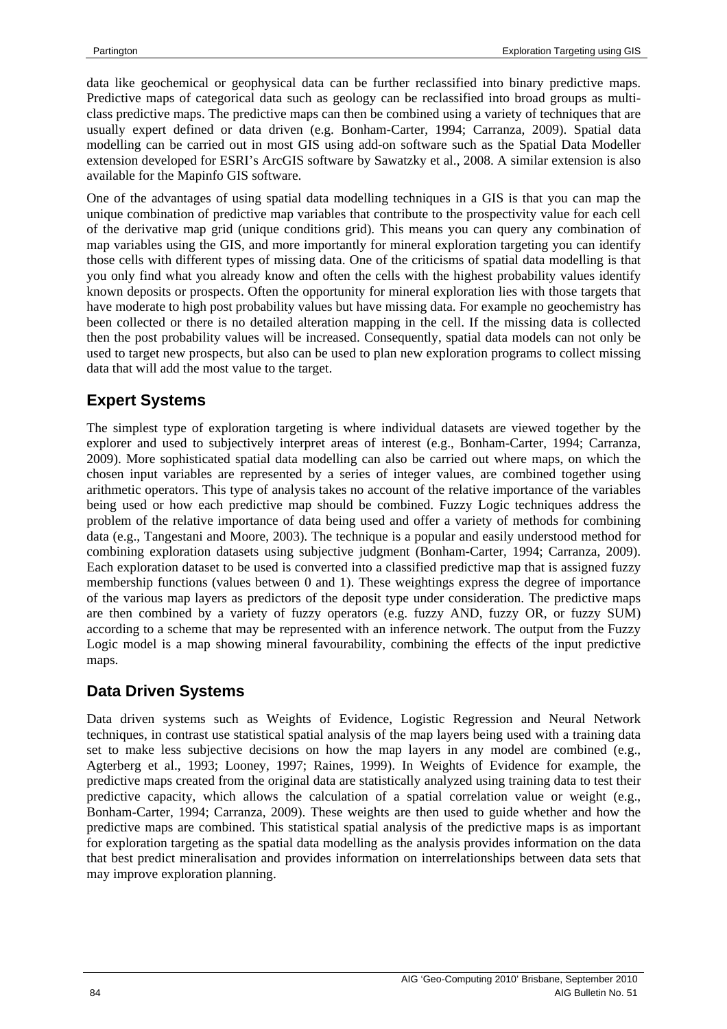data like geochemical or geophysical data can be further reclassified into binary predictive maps. Predictive maps of categorical data such as geology can be reclassified into broad groups as multi-class predictive maps. The predictive maps can then be combined using a variety of techniques that are usually expert defined or data driven (e.g. Bonham-Carter, 1994; Carranza, 2009). Spatial data modelling can be carried out in most GIS using add-on software such as the Spatial Data Modeller extension developed for ESRI's ArcGIS software by Sawatzky et al., 2008. A similar extension is also available for the Mapinfo GIS software.

One of the advantages of using spatial data modelling techniques in a GIS is that you can map the unique combination of predictive map variables that contribute to the prospectivity value for each cell of the derivative map grid (unique conditions grid). This means you can query any combination of map variables using the GIS, and more importantly for mineral exploration targeting you can identify those cells with different types of missing data. One of the criticisms of spatial data modelling is that you only find what you already know and often the cells with the highest probability values identify known deposits or prospects. Often the opportunity for mineral exploration lies with those targets that have moderate to high post probability values but have missing data. For example no geochemistry has been collected or there is no detailed alteration mapping in the cell. If the missing data is collected then the post probability values will be increased. Consequently, spatial data models can not only be used to target new prospects, but also can be used to plan new exploration programs to collect missing data that will add the most value to the target.

## Expert Systems

The simplest type of exploration targeting is where individual datasets are viewed together by the explorer and used to subjectively interpret areas of interest (e.g., Bonham-Carter, 1994; Carranza, 2009). More sophisticated spatial data modelling can also be carried out where maps, on which the chosen input variables are represented by a series of integer values, are combined together using arithmetic operators. This type of analysis takes no account of the relative importance of the variables being used or how each predictive map should be combined. Fuzzy Logic techniques address the problem of the relative importance of data being used and offer a variety of methods for combining data (e.g., Tangestani and Moore, 2003). The technique is a popular and easily understood method for combining exploration datasets using subjective judgment (Bonham-Carter, 1994; Carranza, 2009). Each exploration dataset to be used is converted into a classified predictive map that is assigned fuzzy membership functions (values between 0 and 1). These weightings express the degree of importance of the various map layers as predictors of the deposit type under consideration. The predictive maps are then combined by a variety of fuzzy operators (e.g. fuzzy AND, fuzzy OR, or fuzzy SUM) according to a scheme that may be represented with an inference network. The output from the Fuzzy Logic model is a map showing mineral favourability, combining the effects of the input predictive maps.

## Data Driven Systems

Data driven systems such as Weights of Evidence, Logistic Regression and Neural Network techniques, in contrast use statistical spatial analysis of the map layers being used with a training data set to make less subjective decisions on how the map layers in any model are combined (e.g., Agterberg et al., 1993; Looney, 1997; Raines, 1999). In Weights of Evidence for example, the predictive maps created from the original data are statistically analyzed using training data to test their predictive capacity, which allows the calculation of a spatial correlation value or weight (e.g., Bonham-Carter, 1994; Carranza, 2009). These weights are then used to guide whether and how the predictive maps are combined. This statistical spatial analysis of the predictive maps is as important for exploration targeting as the spatial data modelling as the analysis provides information on the data that best predict mineralisation and provides information on interrelationships between data sets that may improve exploration planning.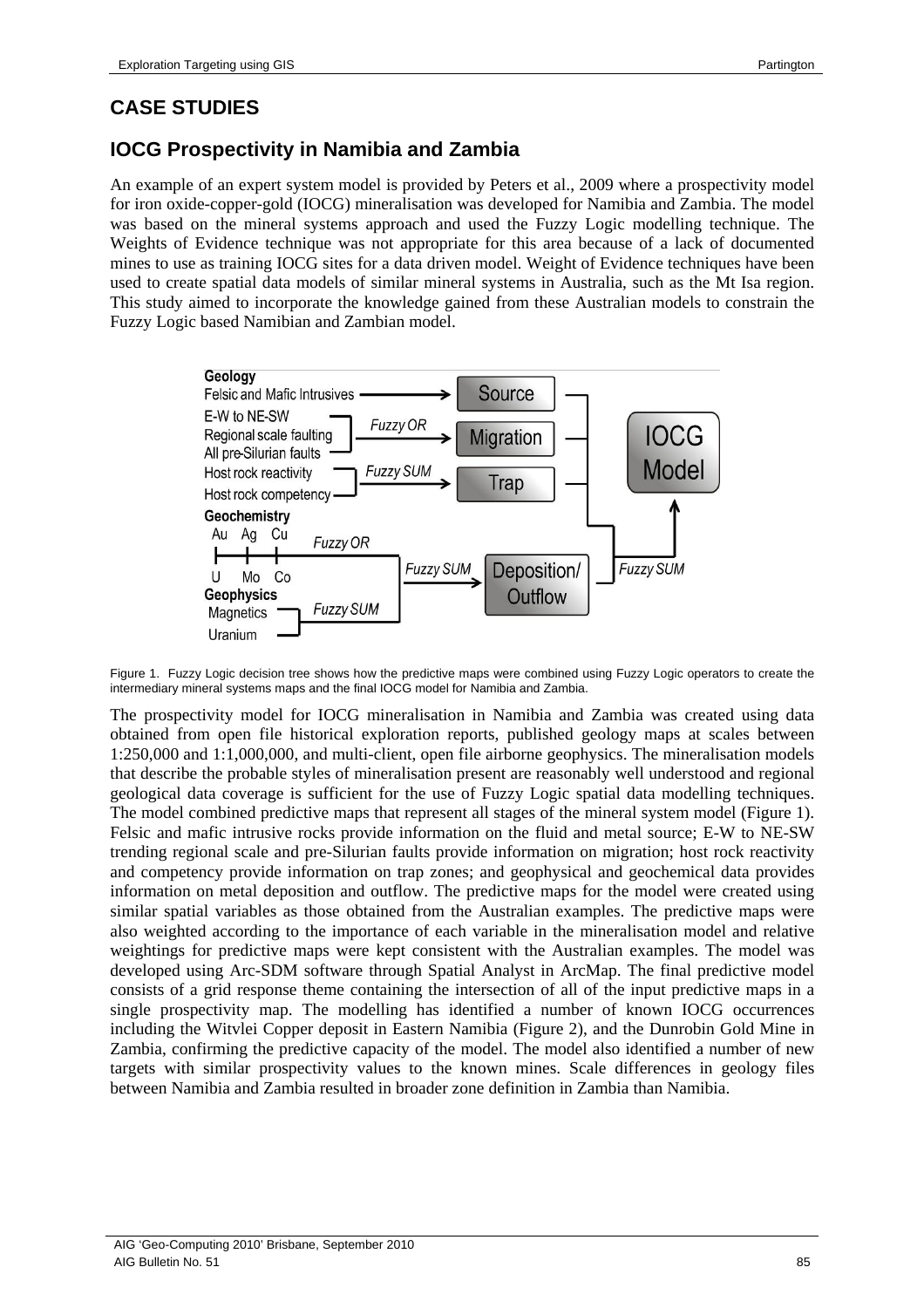# CASE STUDIES

## IOCG Prospectivity in Namibia and Zambia

An example of an expert system model is provided by Peters et al., 2009 where a prospectivity model for iron oxide-copper-gold (IOCG) mineralisation was developed for Namibia and Zambia. The model was based on the mineral systems approach and used the Fuzzy Logic modelling technique. The Weights of Evidence technique was not appropriate for this area because of a lack of documented mines to use as training IOCG sites for a data driven model. Weight of Evidence techniques have been used to create spatial data models of similar mineral systems in Australia, such as the Mt Isa region. This study aimed to incorporate the knowledge gained from these Australian models to constrain the Fuzzy Logic based Namibian and Zambian model.

Figure 1. Fuzzy Logic decision tree shows how the predictive maps were combined using Fuzzy Logic operators to create the intermediary mineral systems maps and the final IOCG model for Namibia and Zambia.

The prospectivity model for IOCG mineralisation in Namibia and Zambia was created using data obtained from open file historical exploration reports, published geology maps at scales between 1:250,000 and 1:1,000,000, and multi-client, open file airborne geophysics. The mineralisation models that describe the probable styles of mineralisation present are reasonably well understood and regional geological data coverage is sufficient for the use of Fuzzy Logic spatial data modelling techniques. The model combined predictive maps that represent all stages of the mineral system model (Figure 1). Felsic and mafic intrusive rocks provide information on the fluid and metal source; E-W to NE-SW trending regional scale and pre-Silurian faults provide information on migration; host rock reactivity and competency provide information on trap zones; and geophysical and geochemical data provides information on metal deposition and outflow. The predictive maps for the model were created using similar spatial variables as those obtained from the Australian examples. The predictive maps were also weighted according to the importance of each variable in the mineralisation model and relative weightings for predictive maps were kept consistent with the Australian examples. The model was developed using Arc-SDM software through Spatial Analyst in ArcMap. The final predictive model consists of a grid response theme containing the intersection of all of the input predictive maps in a single prospectivity map. The modelling has identified a number of known IOCG occurrences including the Witvlei Copper deposit in Eastern Namibia (Figure 2), and the Dunrobin Gold Mine in Zambia, confirming the predictive capacity of the model. The model also identified a number of new targets with similar prospectivity values to the known mines. Scale differences in geology files between Namibia and Zambia resulted in broader zone definition in Zambia than Namibia.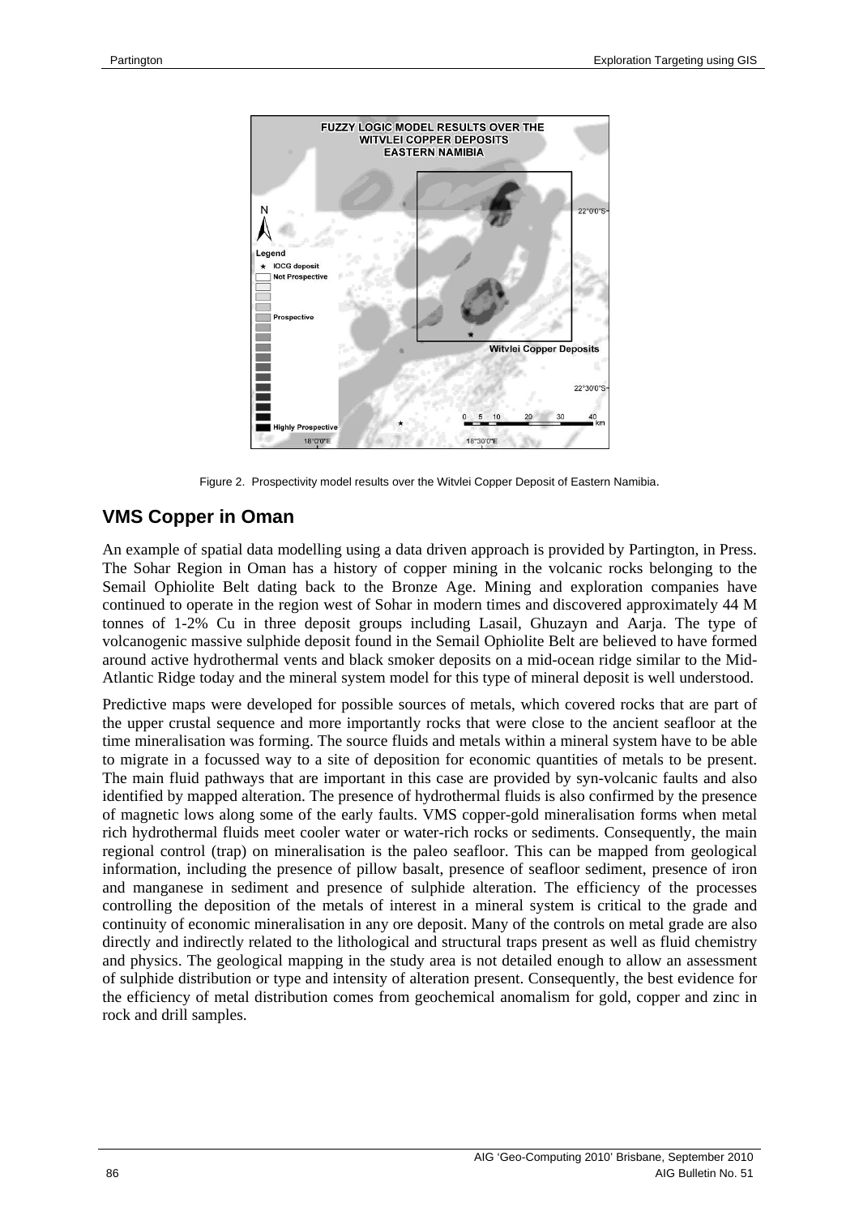Figure 2. Prospectivity model results over the Witvlei Copper Deposit of Eastern Namibia.

## VMS Copper in Oman

An example of spatial data modelling using a data driven approach is provided by Partington, in Press. The Sohar Region in Oman has a history of copper mining in the volcanic rocks belonging to the Semail Ophiolite Belt dating back to the Bronze Age. Mining and exploration companies have continued to operate in the region west of Sohar in modern times and discovered approximately 44 M tonnes of 1-2% Cu in three deposit groups including Lasail, Ghuzayn and Aarja. The type of volcanogenic massive sulphide deposit found in the Semail Ophiolite Belt are believed to have formed around active hydrothermal vents and black smoker deposits on a mid-ocean ridge similar to the Mid-Atlantic Ridge today and the mineral system model for this type of mineral deposit is well understood.

Predictive maps were developed for possible sources of metals, which covered rocks that are part of the upper crustal sequence and more importantly rocks that were close to the ancient seafloor at the time mineralisation was forming. The source fluids and metals within a mineral system have to be able to migrate in a focussed way to a site of deposition for economic quantities of metals to be present. The main fluid pathways that are important in this case are provided by syn-volcanic faults and also identified by mapped alteration. The presence of hydrothermal fluids is also confirmed by the presence of magnetic lows along some of the early faults. VMS copper-gold mineralisation forms when metal rich hydrothermal fluids meet cooler water or water-rich rocks or sediments. Consequently, the main regional control (trap) on mineralisation is the paleo seafloor. This can be mapped from geological information, including the presence of pillow basalt, presence of seafloor sediment, presence of iron and manganese in sediment and presence of sulphide alteration. The efficiency of the processes controlling the deposition of the metals of interest in a mineral system is critical to the grade and continuity of economic mineralisation in any ore deposit. Many of the controls on metal grade are also directly and indirectly related to the lithological and structural traps present as well as fluid chemistry and physics. The geological mapping in the study area is not detailed enough to allow an assessment of sulphide distribution or type and intensity of alteration present. Consequently, the best evidence for the efficiency of metal distribution comes from geochemical anomalism for gold, copper and zinc in rock and drill samples.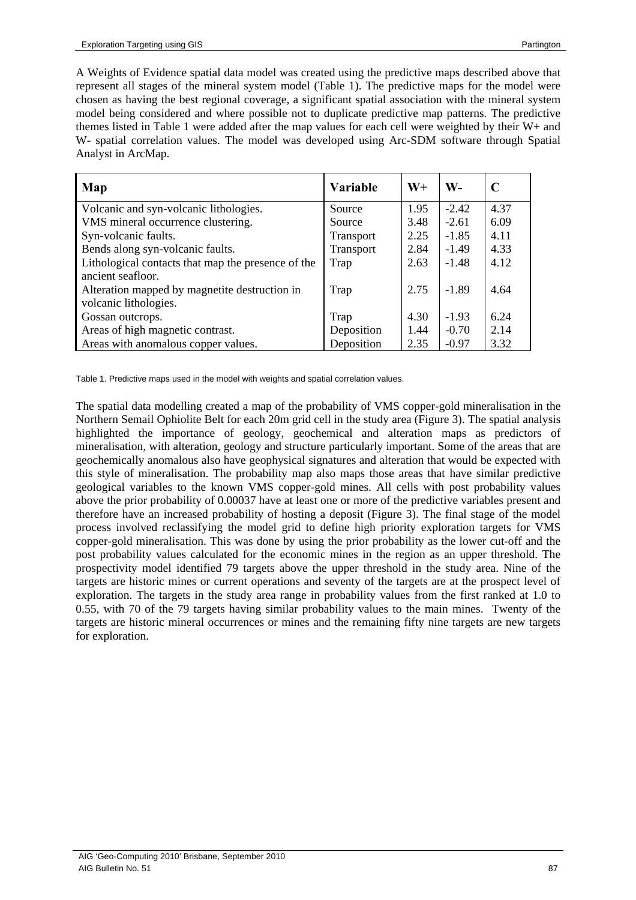A Weights of Evidence spatial data model was created using the predictive maps described above that represent all stages of the mineral system model (Table 1). The predictive maps for the model were chosen as having the best regional coverage, a significant spatial association with the mineral system model being considered and where possible not to duplicate predictive map patterns. The predictive themes listed in Table 1 were added after the map values for each cell were weighted by their W+ and W- spatial correlation values. The model was developed using Arc-SDM software through Spatial Analyst in ArcMap.

| Map | Variable | W+ | W- | C |
|---|---|---|---|---|
| Volcanic and syn-volcanic lithologies. | Source | 1.95 | -2.42 | 4.37 |
| VMS mineral occurrence clustering. | Source | 3.48 | -2.61 | 6.09 |
| Syn-volcanic faults. | Transport | 2.25 | -1.85 | 4.11 |
| Bends along syn-volcanic faults. | Transport | 2.84 | -1.49 | 4.33 |
| Lithological contacts that map the presence of the ancient seafloor. | Trap | 2.63 | -1.48 | 4.12 |
| Alteration mapped by magnetite destruction in volcanic lithologies. | Trap | 2.75 | -1.89 | 4.64 |
| Gossan outcrops. | Trap | 4.30 | -1.93 | 6.24 |
| Areas of high magnetic contrast. | Deposition | 1.44 | -0.70 | 2.14 |
| Areas with anomalous copper values. | Deposition | 2.35 | -0.97 | 3.32 |

Table 1. Predictive maps used in the model with weights and spatial correlation values.

The spatial data modelling created a map of the probability of VMS copper-gold mineralisation in the Northern Semail Ophiolite Belt for each 20m grid cell in the study area (Figure 3). The spatial analysis highlighted the importance of geology, geochemical and alteration maps as predictors of mineralisation, with alteration, geology and structure particularly important. Some of the areas that are geochemically anomalous also have geophysical signatures and alteration that would be expected with this style of mineralisation. The probability map also maps those areas that have similar predictive geological variables to the known VMS copper-gold mines. All cells with post probability values above the prior probability of 0.00037 have at least one or more of the predictive variables present and therefore have an increased probability of hosting a deposit (Figure 3). The final stage of the model process involved reclassifying the model grid to define high priority exploration targets for VMS copper-gold mineralisation. This was done by using the prior probability as the lower cut-off and the post probability values calculated for the economic mines in the region as an upper threshold. The prospectivity model identified 79 targets above the upper threshold in the study area. Nine of the targets are historic mines or current operations and seventy of the targets are at the prospect level of exploration. The targets in the study area range in probability values from the first ranked at 1.0 to 0.55, with 70 of the 79 targets having similar probability values to the main mines. Twenty of the targets are historic mineral occurrences or mines and the remaining fifty nine targets are new targets for exploration.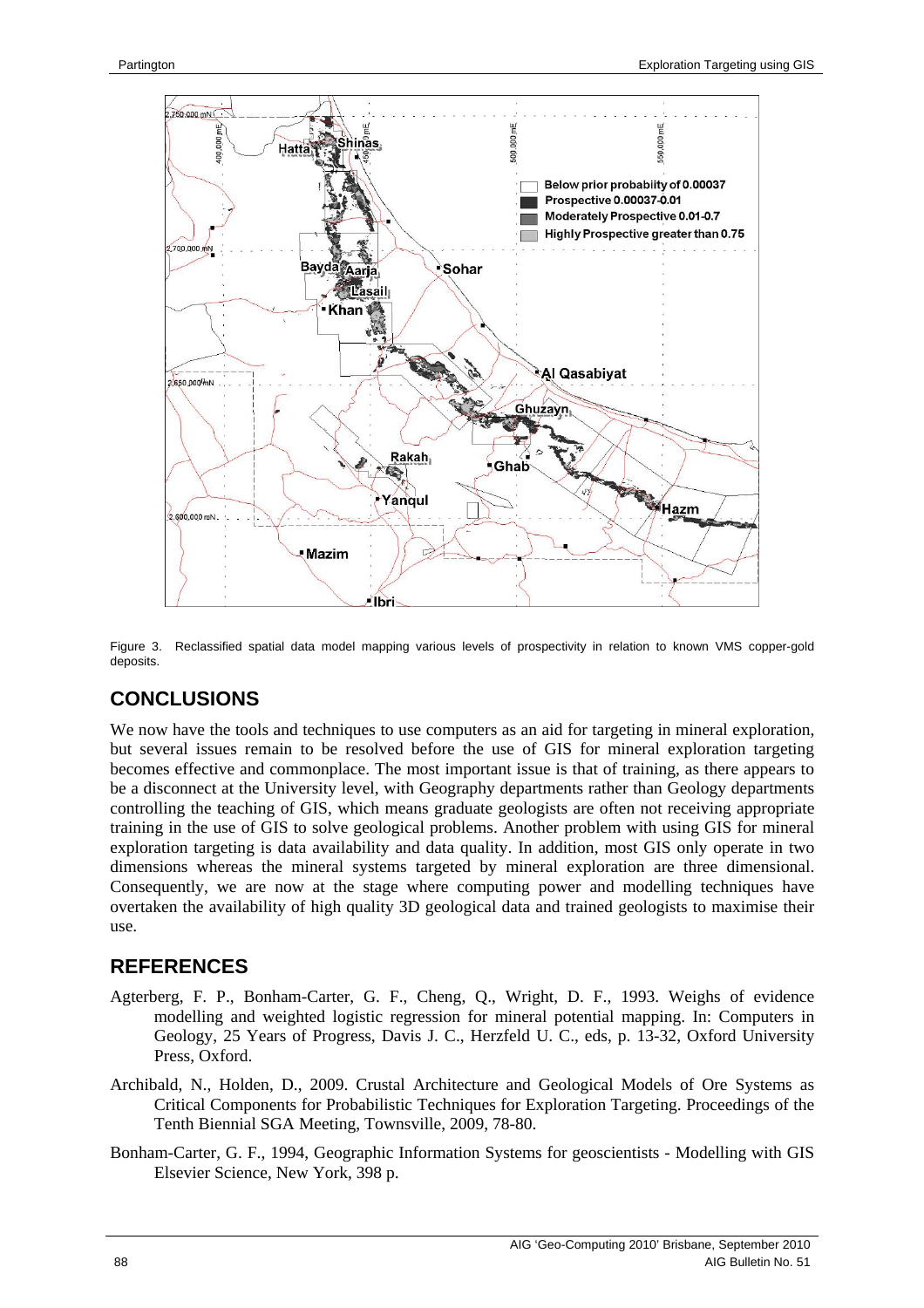Figure 3. Reclassified spatial data model mapping various levels of prospectivity in relation to known VMS copper-gold deposits.

## CONCLUSIONS

We now have the tools and techniques to use computers as an aid for targeting in mineral exploration, but several issues remain to be resolved before the use of GIS for mineral exploration targeting becomes effective and commonplace. The most important issue is that of training, as there appears to be a disconnect at the University level, with Geography departments rather than Geology departments controlling the teaching of GIS, which means graduate geologists are often not receiving appropriate training in the use of GIS to solve geological problems. Another problem with using GIS for mineral exploration targeting is data availability and data quality. In addition, most GIS only operate in two dimensions whereas the mineral systems targeted by mineral exploration are three dimensional. Consequently, we are now at the stage where computing power and modelling techniques have overtaken the availability of high quality 3D geological data and trained geologists to maximise their use.

## REFERENCES

Agterberg, F. P., Bonham-Carter, G. F., Cheng, Q., Wright, D. F., 1993. Weighs of evidence modelling and weighted logistic regression for mineral potential mapping. In: Computers in Geology, 25 Years of Progress, Davis J. C., Herzfeld U. C., eds, p. 13-32, Oxford University Press, Oxford.

Archibald, N., Holden, D., 2009. Crustal Architecture and Geological Models of Ore Systems as Critical Components for Probabilistic Techniques for Exploration Targeting. Proceedings of the Tenth Biennial SGA Meeting, Townsville, 2009, 78-80.

Bonham-Carter, G. F., 1994, Geographic Information Systems for geoscientists - Modelling with GIS Elsevier Science, New York, 398 p.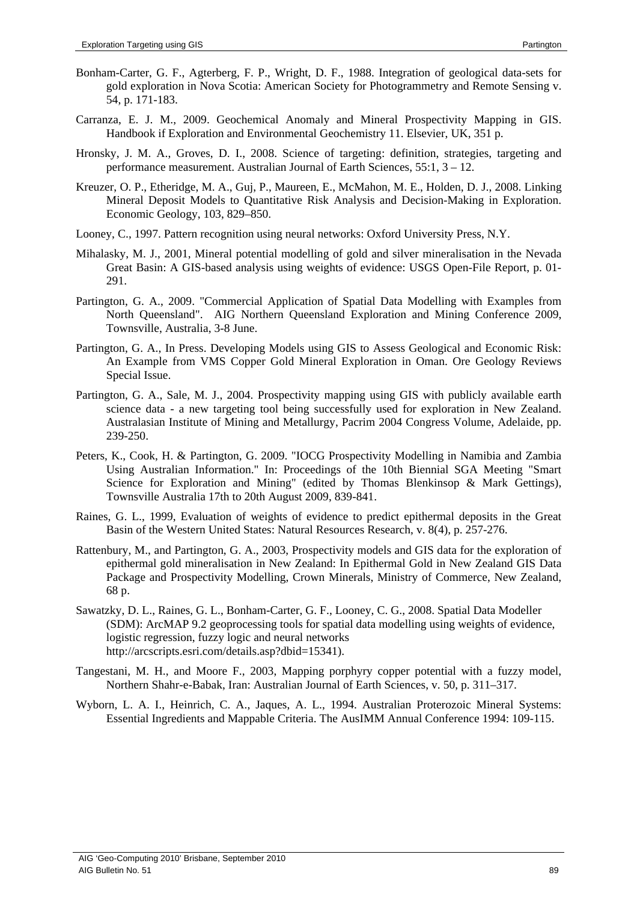Bonham-Carter, G. F., Agterberg, F. P., Wright, D. F., 1988. Integration of geological data-sets for gold exploration in Nova Scotia: American Society for Photogrammetry and Remote Sensing v. 54, p. 171-183.

Carranza, E. J. M., 2009. Geochemical Anomaly and Mineral Prospectivity Mapping in GIS. Handbook if Exploration and Environmental Geochemistry 11. Elsevier, UK, 351 p.

Hronsky, J. M. A., Groves, D. I., 2008. Science of targeting: definition, strategies, targeting and performance measurement. Australian Journal of Earth Sciences, 55:1, 3 – 12.

Kreuzer, O. P., Etheridge, M. A., Guj, P., Maureen, E., McMahon, M. E., Holden, D. J., 2008. Linking Mineral Deposit Models to Quantitative Risk Analysis and Decision-Making in Exploration. Economic Geology, 103, 829–850.

Looney, C., 1997. Pattern recognition using neural networks: Oxford University Press, N.Y.

Mihalasky, M. J., 2001, Mineral potential modelling of gold and silver mineralisation in the Nevada Great Basin: A GIS-based analysis using weights of evidence: USGS Open-File Report, p. 01-291.

Partington, G. A., 2009. "Commercial Application of Spatial Data Modelling with Examples from North Queensland". AIG Northern Queensland Exploration and Mining Conference 2009, Townsville, Australia, 3-8 June.

Partington, G. A., In Press. Developing Models using GIS to Assess Geological and Economic Risk: An Example from VMS Copper Gold Mineral Exploration in Oman. Ore Geology Reviews Special Issue.

Partington, G. A., Sale, M. J., 2004. Prospectivity mapping using GIS with publicly available earth science data - a new targeting tool being successfully used for exploration in New Zealand. Australasian Institute of Mining and Metallurgy, Pacrim 2004 Congress Volume, Adelaide, pp. 239-250.

Peters, K., Cook, H. & Partington, G. 2009. "IOCG Prospectivity Modelling in Namibia and Zambia Using Australian Information." In: Proceedings of the 10th Biennial SGA Meeting "Smart Science for Exploration and Mining" (edited by Thomas Blenkinsop & Mark Gettings), Townsville Australia 17th to 20th August 2009, 839-841.

Raines, G. L., 1999, Evaluation of weights of evidence to predict epithermal deposits in the Great Basin of the Western United States: Natural Resources Research, v. 8(4), p. 257-276.

Rattenbury, M., and Partington, G. A., 2003, Prospectivity models and GIS data for the exploration of epithermal gold mineralisation in New Zealand: In Epithermal Gold in New Zealand GIS Data Package and Prospectivity Modelling, Crown Minerals, Ministry of Commerce, New Zealand, 68 p.

Sawatzky, D. L., Raines, G. L., Bonham-Carter, G. F., Looney, C. G., 2008. Spatial Data Modeller (SDM): ArcMAP 9.2 geoprocessing tools for spatial data modelling using weights of evidence, logistic regression, fuzzy logic and neural networks http://arcscripts.esri.com/details.asp?dbid=15341).

Tangestani, M. H., and Moore F., 2003, Mapping porphyry copper potential with a fuzzy model, Northern Shahr-e-Babak, Iran: Australian Journal of Earth Sciences, v. 50, p. 311–317.

Wyborn, L. A. I., Heinrich, C. A., Jaques, A. L., 1994. Australian Proterozoic Mineral Systems: Essential Ingredients and Mappable Criteria. The AusIMM Annual Conference 1994: 109-115.